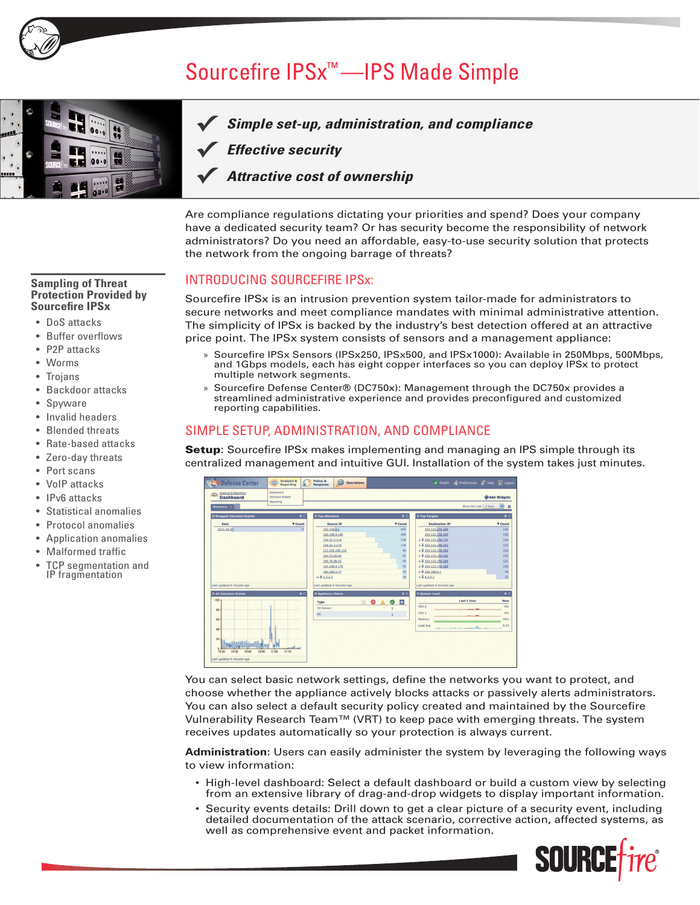# Sourcefire IPSx™—IPS Made Simple

- ✔ ***Simple set-up, administration, and compliance***
- ✔ ***Effective security***
- ✔ ***Attractive cost of ownership***

Are compliance regulations dictating your priorities and spend? Does your company have a dedicated security team? Or has security become the responsibility of network administrators? Do you need an affordable, easy-to-use security solution that protects the network from the ongoing barrage of threats?

### Sampling of Threat Protection Provided by Sourcefire IPSx

- DoS attacks
- Buffer overflows
- P2P attacks
- Worms
- Trojans
- Backdoor attacks
- Spyware
- Invalid headers
- Blended threats
- Rate-based attacks
- Zero-day threats
- Port scans
- VoIP attacks
- IPv6 attacks
- Statistical anomalies
- Protocol anomalies
- Application anomalies
- Malformed traffic
- TCP segmentation and IP fragmentation

## INTRODUCING SOURCEFIRE IPSx:

Sourcefire IPSx is an intrusion prevention system tailor-made for administrators to secure networks and meet compliance mandates with minimal administrative attention. The simplicity of IPSx is backed by the industry's best detection offered at an attractive price point. The IPSx system consists of sensors and a management appliance:

- » Sourcefire IPSx Sensors (IPSx250, IPSx500, and IPSx1000): Available in 250Mbps, 500Mbps, and 1Gbps models, each has eight copper interfaces so you can deploy IPSx to protect multiple network segments.
- » Sourcefire Defense Center® (DC750x): Management through the DC750x provides a streamlined administrative experience and provides preconfigured and customized reporting capabilities.

## SIMPLE SETUP, ADMINISTRATION, AND COMPLIANCE

**Setup**: Sourcefire IPSx makes implementing and managing an IPS simple through its centralized management and intuitive GUI. Installation of the system takes just minutes.

You can select basic network settings, define the networks you want to protect, and choose whether the appliance actively blocks attacks or passively alerts administrators. You can also select a default security policy created and maintained by the Sourcefire Vulnerability Research Team™ (VRT) to keep pace with emerging threats. The system receives updates automatically so your protection is always current.

**Administration**: Users can easily administer the system by leveraging the following ways to view information:

- High-level dashboard: Select a default dashboard or build a custom view by selecting from an extensive library of drag-and-drop widgets to display important information.
- Security events details: Drill down to get a clear picture of a security event, including detailed documentation of the attack scenario, corrective action, affected systems, as well as comprehensive event and packet information.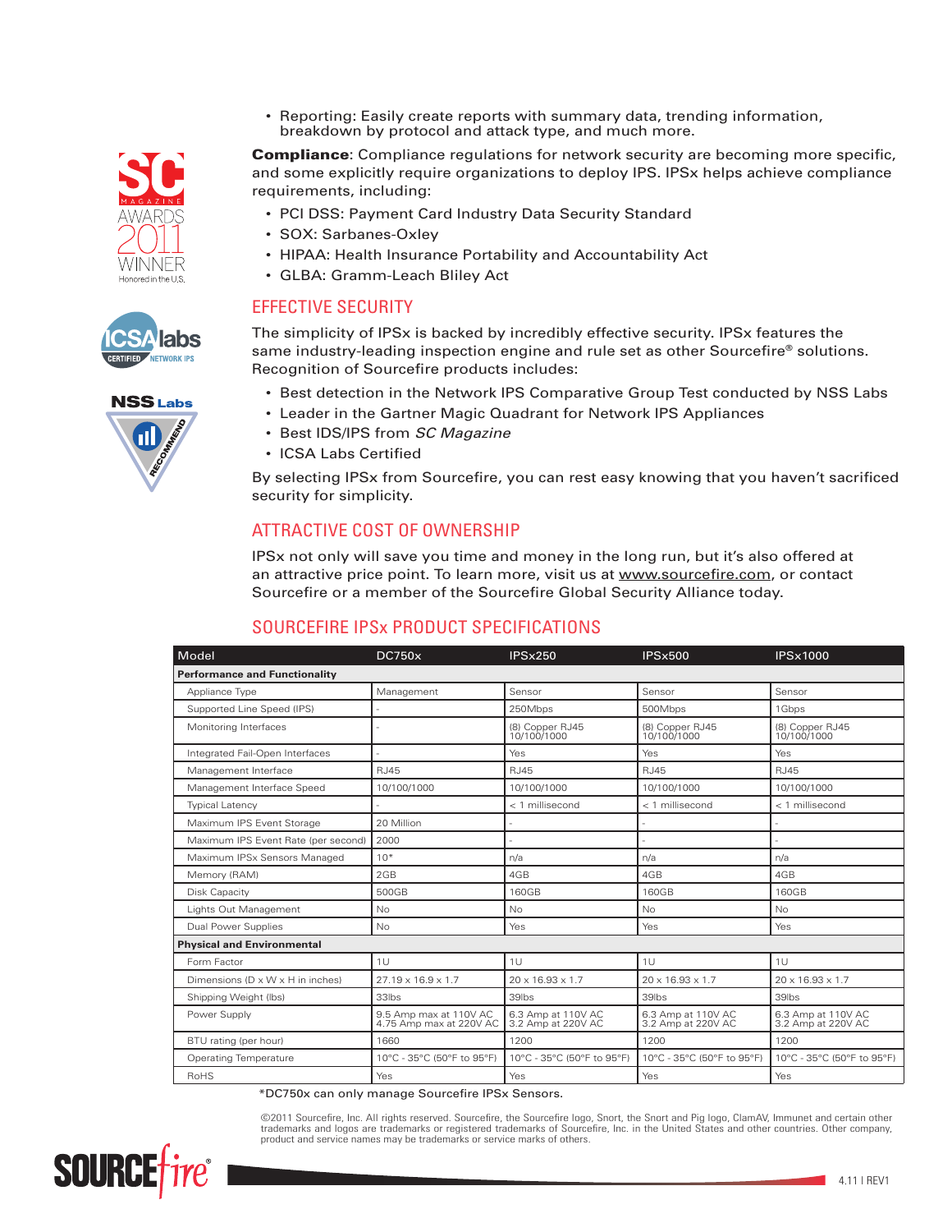- Reporting: Easily create reports with summary data, trending information, breakdown by protocol and attack type, and much more.

**Compliance**: Compliance regulations for network security are becoming more specific, and some explicitly require organizations to deploy IPS. IPSx helps achieve compliance requirements, including:

- PCI DSS: Payment Card Industry Data Security Standard
- SOX: Sarbanes-Oxley
- HIPAA: Health Insurance Portability and Accountability Act
- GLBA: Gramm-Leach Bliley Act

## EFFECTIVE SECURITY

The simplicity of IPSx is backed by incredibly effective security. IPSx features the same industry-leading inspection engine and rule set as other Sourcefire® solutions. Recognition of Sourcefire products includes:

- Best detection in the Network IPS Comparative Group Test conducted by NSS Labs
- Leader in the Gartner Magic Quadrant for Network IPS Appliances
- Best IDS/IPS from *SC Magazine*
- ICSA Labs Certified

By selecting IPSx from Sourcefire, you can rest easy knowing that you haven't sacrificed security for simplicity.

## ATTRACTIVE COST OF OWNERSHIP

IPSx not only will save you time and money in the long run, but it's also offered at an attractive price point. To learn more, visit us at www.sourcefire.com, or contact Sourcefire or a member of the Sourcefire Global Security Alliance today.

## SOURCEFIRE IPSx PRODUCT SPECIFICATIONS

| Model | DC750x | IPSx250 | IPSx500 | IPSx1000 |
|---|---|---|---|---|
| **Performance and Functionality** | | | | |
| Appliance Type | Management | Sensor | Sensor | Sensor |
| Supported Line Speed (IPS) | - | 250Mbps | 500Mbps | 1Gbps |
| Monitoring Interfaces | - | (8) Copper RJ45 10/100/1000 | (8) Copper RJ45 10/100/1000 | (8) Copper RJ45 10/100/1000 |
| Integrated Fail-Open Interfaces | - | Yes | Yes | Yes |
| Management Interface | RJ45 | RJ45 | RJ45 | RJ45 |
| Management Interface Speed | 10/100/1000 | 10/100/1000 | 10/100/1000 | 10/100/1000 |
| Typical Latency | - | < 1 millisecond | < 1 millisecond | < 1 millisecond |
| Maximum IPS Event Storage | 20 Million | - | - | - |
| Maximum IPS Event Rate (per second) | 2000 | - | - | - |
| Maximum IPSx Sensors Managed | 10* | n/a | n/a | n/a |
| Memory (RAM) | 2GB | 4GB | 4GB | 4GB |
| Disk Capacity | 500GB | 160GB | 160GB | 160GB |
| Lights Out Management | No | No | No | No |
| Dual Power Supplies | No | Yes | Yes | Yes |
| **Physical and Environmental** | | | | |
| Form Factor | 1U | 1U | 1U | 1U |
| Dimensions (D x W x H in inches) | 27.19 x 16.9 x 1.7 | 20 x 16.93 x 1.7 | 20 x 16.93 x 1.7 | 20 x 16.93 x 1.7 |
| Shipping Weight (lbs) | 33lbs | 39lbs | 39lbs | 39lbs |
| Power Supply | 9.5 Amp max at 110V AC 4.75 Amp max at 220V AC | 6.3 Amp at 110V AC 3.2 Amp at 220V AC | 6.3 Amp at 110V AC 3.2 Amp at 220V AC | 6.3 Amp at 110V AC 3.2 Amp at 220V AC |
| BTU rating (per hour) | 1660 | 1200 | 1200 | 1200 |
| Operating Temperature | 10°C - 35°C (50°F to 95°F) | 10°C - 35°C (50°F to 95°F) | 10°C - 35°C (50°F to 95°F) | 10°C - 35°C (50°F to 95°F) |
| RoHS | Yes | Yes | Yes | Yes |

*DC750x can only manage Sourcefire IPSx Sensors.

©2011 Sourcefire, Inc. All rights reserved. Sourcefire, the Sourcefire logo, Snort, the Snort and Pig logo, ClamAV, Immunet and certain other trademarks and logos are trademarks or registered trademarks of Sourcefire, Inc. in the United States and other countries. Other company, product and service names may be trademarks or service marks of others.

4.11 | REV1